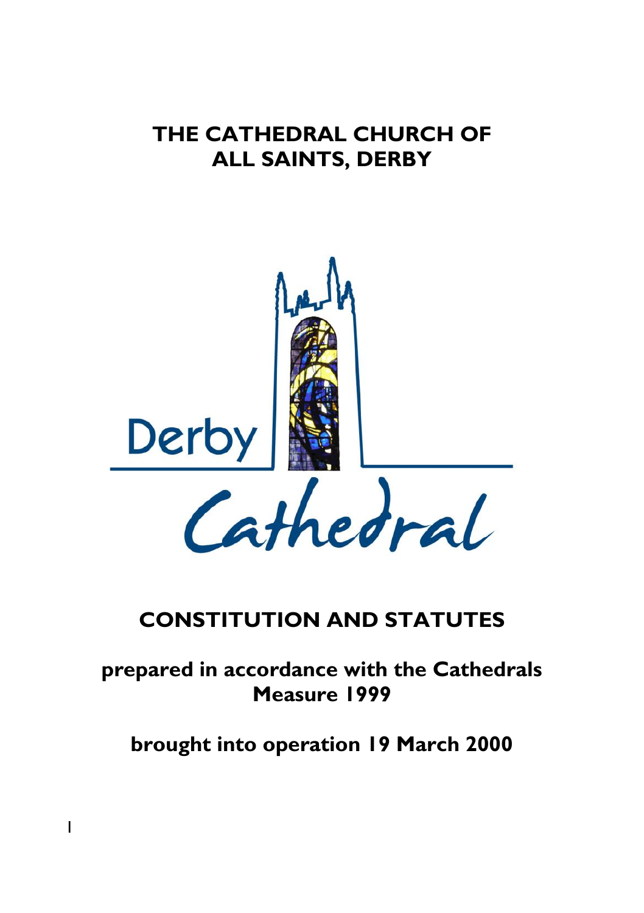# THE CATHEDRAL CHURCH OF ALL SAINTS, DERBY

Derby Cathedral

# CONSTITUTION AND STATUTES

## prepared in accordance with the Cathedrals Measure 1999

## brought into operation 19 March 2000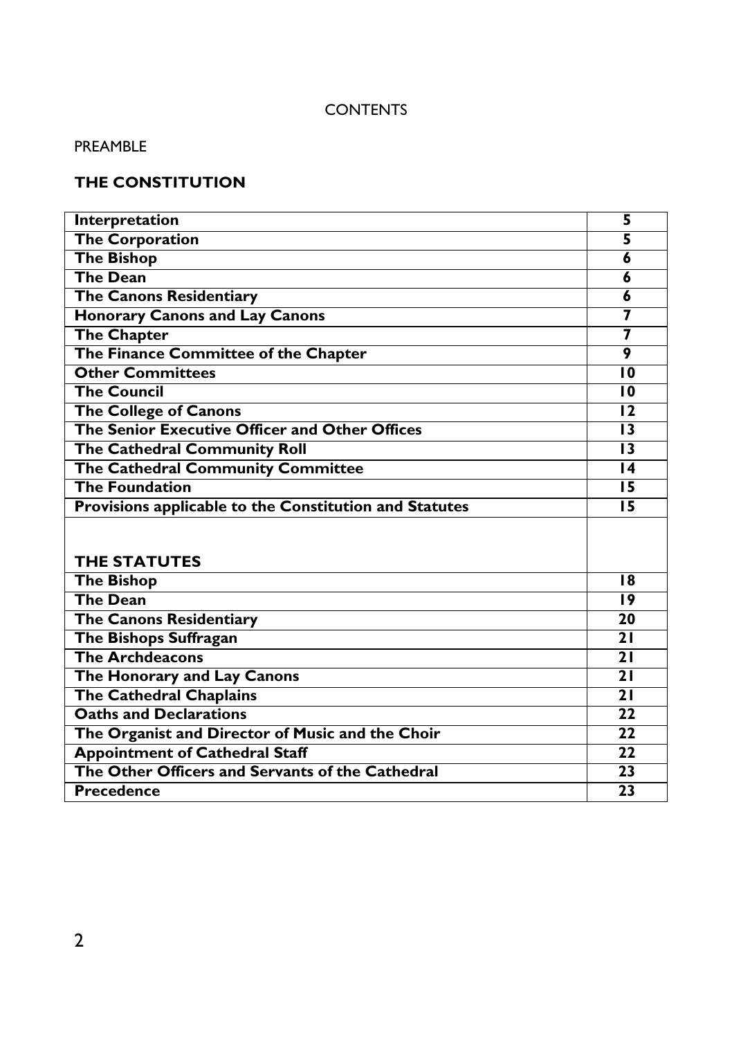# CONTENTS

PREAMBLE

## THE CONSTITUTION

| | |
|---|---|
| **Interpretation** | **5** |
| **The Corporation** | **5** |
| **The Bishop** | **6** |
| **The Dean** | **6** |
| **The Canons Residentiary** | **6** |
| **Honorary Canons and Lay Canons** | **7** |
| **The Chapter** | **7** |
| **The Finance Committee of the Chapter** | **9** |
| **Other Committees** | **10** |
| **The Council** | **10** |
| **The College of Canons** | **12** |
| **The Senior Executive Officer and Other Offices** | **13** |
| **The Cathedral Community Roll** | **13** |
| **The Cathedral Community Committee** | **14** |
| **The Foundation** | **15** |
| **Provisions applicable to the Constitution and Statutes** | **15** |
| **THE STATUTES** | |
| **The Bishop** | **18** |
| **The Dean** | **19** |
| **The Canons Residentiary** | **20** |
| **The Bishops Suffragan** | **21** |
| **The Archdeacons** | **21** |
| **The Honorary and Lay Canons** | **21** |
| **The Cathedral Chaplains** | **21** |
| **Oaths and Declarations** | **22** |
| **The Organist and Director of Music and the Choir** | **22** |
| **Appointment of Cathedral Staff** | **22** |
| **The Other Officers and Servants of the Cathedral** | **23** |
| **Precedence** | **23** |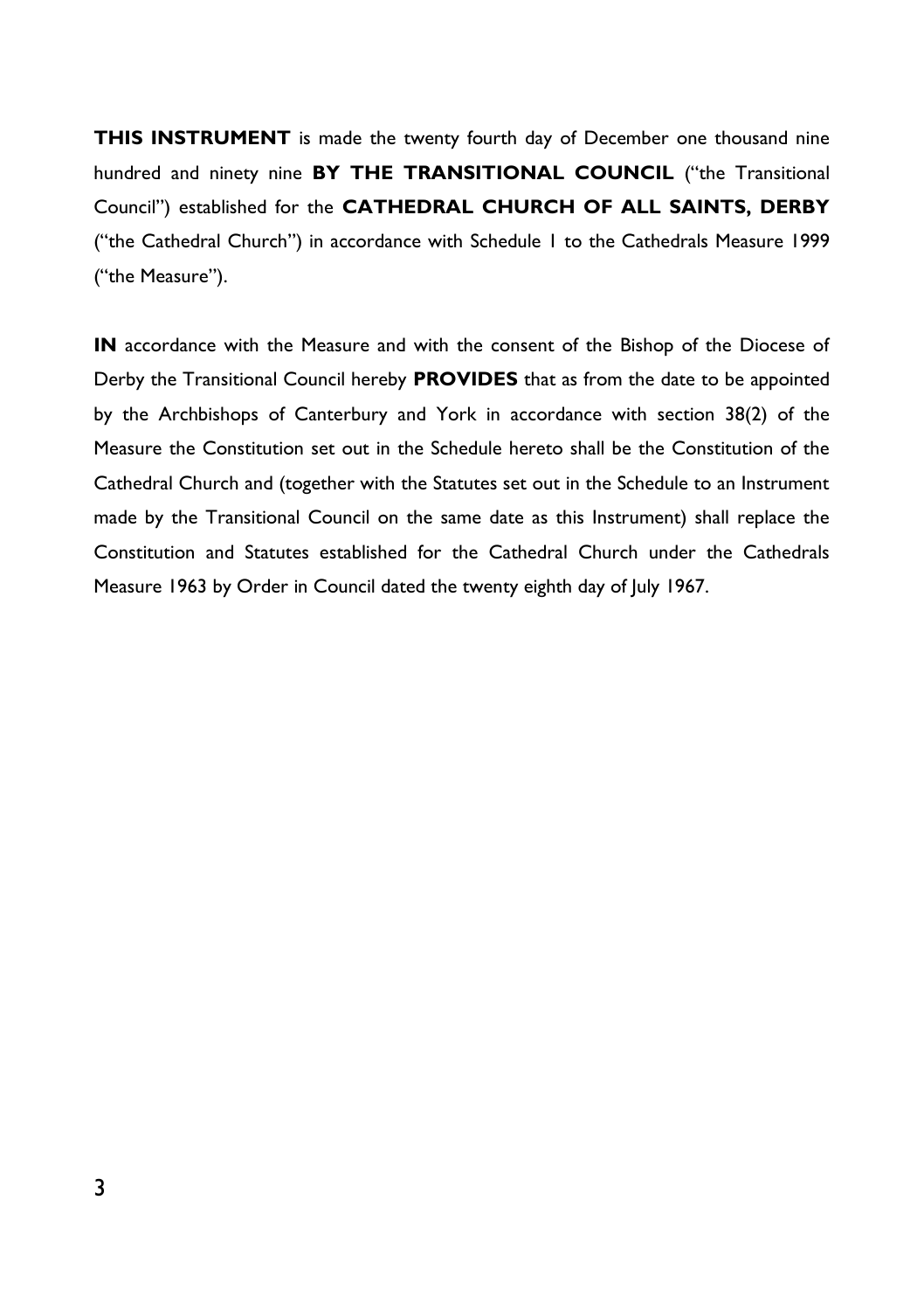**THIS INSTRUMENT** is made the twenty fourth day of December one thousand nine hundred and ninety nine **BY THE TRANSITIONAL COUNCIL** ("the Transitional Council") established for the **CATHEDRAL CHURCH OF ALL SAINTS, DERBY** ("the Cathedral Church") in accordance with Schedule 1 to the Cathedrals Measure 1999 ("the Measure").

**IN** accordance with the Measure and with the consent of the Bishop of the Diocese of Derby the Transitional Council hereby **PROVIDES** that as from the date to be appointed by the Archbishops of Canterbury and York in accordance with section 38(2) of the Measure the Constitution set out in the Schedule hereto shall be the Constitution of the Cathedral Church and (together with the Statutes set out in the Schedule to an Instrument made by the Transitional Council on the same date as this Instrument) shall replace the Constitution and Statutes established for the Cathedral Church under the Cathedrals Measure 1963 by Order in Council dated the twenty eighth day of July 1967.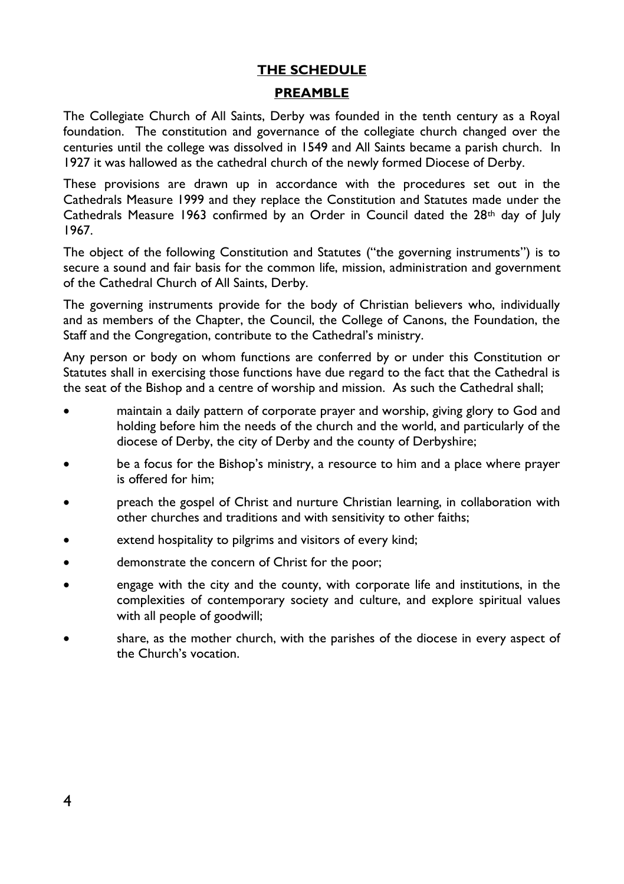## THE SCHEDULE

### PREAMBLE

The Collegiate Church of All Saints, Derby was founded in the tenth century as a Royal foundation. The constitution and governance of the collegiate church changed over the centuries until the college was dissolved in 1549 and All Saints became a parish church. In 1927 it was hallowed as the cathedral church of the newly formed Diocese of Derby.

These provisions are drawn up in accordance with the procedures set out in the Cathedrals Measure 1999 and they replace the Constitution and Statutes made under the Cathedrals Measure 1963 confirmed by an Order in Council dated the 28th day of July 1967.

The object of the following Constitution and Statutes ("the governing instruments") is to secure a sound and fair basis for the common life, mission, administration and government of the Cathedral Church of All Saints, Derby.

The governing instruments provide for the body of Christian believers who, individually and as members of the Chapter, the Council, the College of Canons, the Foundation, the Staff and the Congregation, contribute to the Cathedral's ministry.

Any person or body on whom functions are conferred by or under this Constitution or Statutes shall in exercising those functions have due regard to the fact that the Cathedral is the seat of the Bishop and a centre of worship and mission. As such the Cathedral shall;

- maintain a daily pattern of corporate prayer and worship, giving glory to God and holding before him the needs of the church and the world, and particularly of the diocese of Derby, the city of Derby and the county of Derbyshire;
- be a focus for the Bishop's ministry, a resource to him and a place where prayer is offered for him;
- preach the gospel of Christ and nurture Christian learning, in collaboration with other churches and traditions and with sensitivity to other faiths;
- extend hospitality to pilgrims and visitors of every kind;
- demonstrate the concern of Christ for the poor;
- engage with the city and the county, with corporate life and institutions, in the complexities of contemporary society and culture, and explore spiritual values with all people of goodwill;
- share, as the mother church, with the parishes of the diocese in every aspect of the Church's vocation.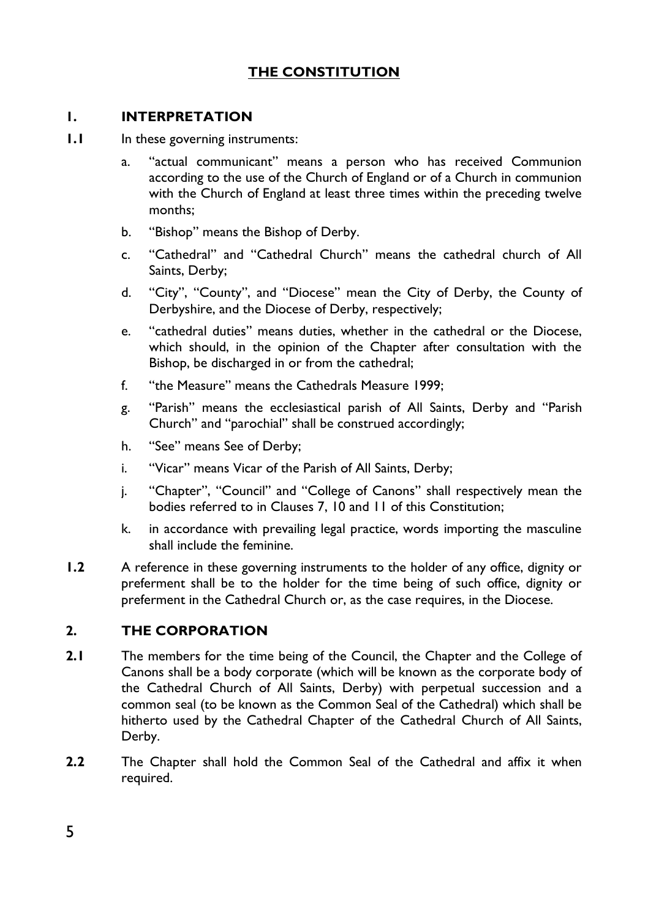# THE CONSTITUTION

## 1. INTERPRETATION

**1.1** In these governing instruments:

a. "actual communicant" means a person who has received Communion according to the use of the Church of England or of a Church in communion with the Church of England at least three times within the preceding twelve months;

b. "Bishop" means the Bishop of Derby.

c. "Cathedral" and "Cathedral Church" means the cathedral church of All Saints, Derby;

d. "City", "County", and "Diocese" mean the City of Derby, the County of Derbyshire, and the Diocese of Derby, respectively;

e. "cathedral duties" means duties, whether in the cathedral or the Diocese, which should, in the opinion of the Chapter after consultation with the Bishop, be discharged in or from the cathedral;

f. "the Measure" means the Cathedrals Measure 1999;

g. "Parish" means the ecclesiastical parish of All Saints, Derby and "Parish Church" and "parochial" shall be construed accordingly;

h. "See" means See of Derby;

i. "Vicar" means Vicar of the Parish of All Saints, Derby;

j. "Chapter", "Council" and "College of Canons" shall respectively mean the bodies referred to in Clauses 7, 10 and 11 of this Constitution;

k. in accordance with prevailing legal practice, words importing the masculine shall include the feminine.

**1.2** A reference in these governing instruments to the holder of any office, dignity or preferment shall be to the holder for the time being of such office, dignity or preferment in the Cathedral Church or, as the case requires, in the Diocese.

## 2. THE CORPORATION

**2.1** The members for the time being of the Council, the Chapter and the College of Canons shall be a body corporate (which will be known as the corporate body of the Cathedral Church of All Saints, Derby) with perpetual succession and a common seal (to be known as the Common Seal of the Cathedral) which shall be hitherto used by the Cathedral Chapter of the Cathedral Church of All Saints, Derby.

**2.2** The Chapter shall hold the Common Seal of the Cathedral and affix it when required.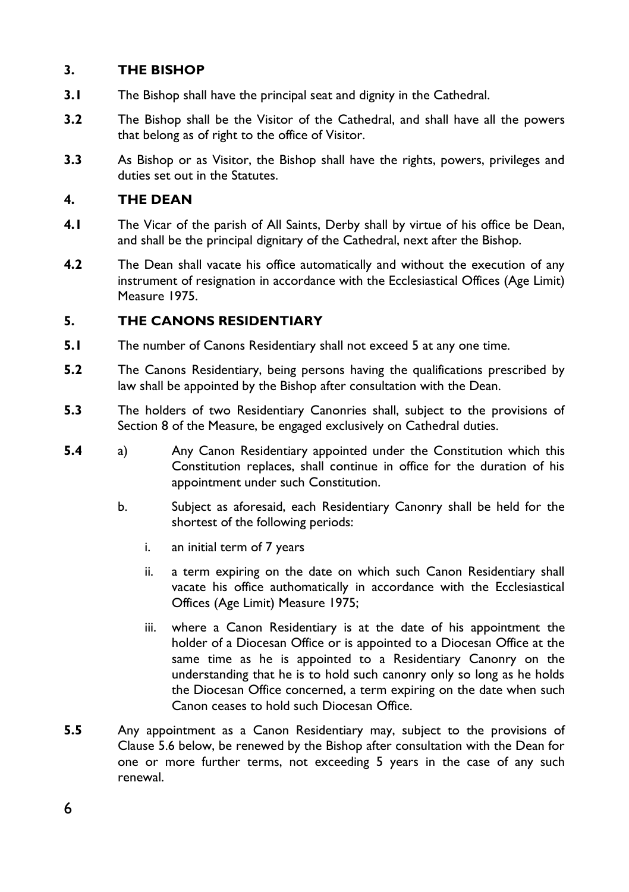## 3. THE BISHOP

**3.1** The Bishop shall have the principal seat and dignity in the Cathedral.

**3.2** The Bishop shall be the Visitor of the Cathedral, and shall have all the powers that belong as of right to the office of Visitor.

**3.3** As Bishop or as Visitor, the Bishop shall have the rights, powers, privileges and duties set out in the Statutes.

## 4. THE DEAN

**4.1** The Vicar of the parish of All Saints, Derby shall by virtue of his office be Dean, and shall be the principal dignitary of the Cathedral, next after the Bishop.

**4.2** The Dean shall vacate his office automatically and without the execution of any instrument of resignation in accordance with the Ecclesiastical Offices (Age Limit) Measure 1975.

## 5. THE CANONS RESIDENTIARY

**5.1** The number of Canons Residentiary shall not exceed 5 at any one time.

**5.2** The Canons Residentiary, being persons having the qualifications prescribed by law shall be appointed by the Bishop after consultation with the Dean.

**5.3** The holders of two Residentiary Canonries shall, subject to the provisions of Section 8 of the Measure, be engaged exclusively on Cathedral duties.

**5.4** a) Any Canon Residentiary appointed under the Constitution which this Constitution replaces, shall continue in office for the duration of his appointment under such Constitution.

b. Subject as aforesaid, each Residentiary Canonry shall be held for the shortest of the following periods:

   i. an initial term of 7 years

   ii. a term expiring on the date on which such Canon Residentiary shall vacate his office authomatically in accordance with the Ecclesiastical Offices (Age Limit) Measure 1975;

   iii. where a Canon Residentiary is at the date of his appointment the holder of a Diocesan Office or is appointed to a Diocesan Office at the same time as he is appointed to a Residentiary Canonry on the understanding that he is to hold such canonry only so long as he holds the Diocesan Office concerned, a term expiring on the date when such Canon ceases to hold such Diocesan Office.

**5.5** Any appointment as a Canon Residentiary may, subject to the provisions of Clause 5.6 below, be renewed by the Bishop after consultation with the Dean for one or more further terms, not exceeding 5 years in the case of any such renewal.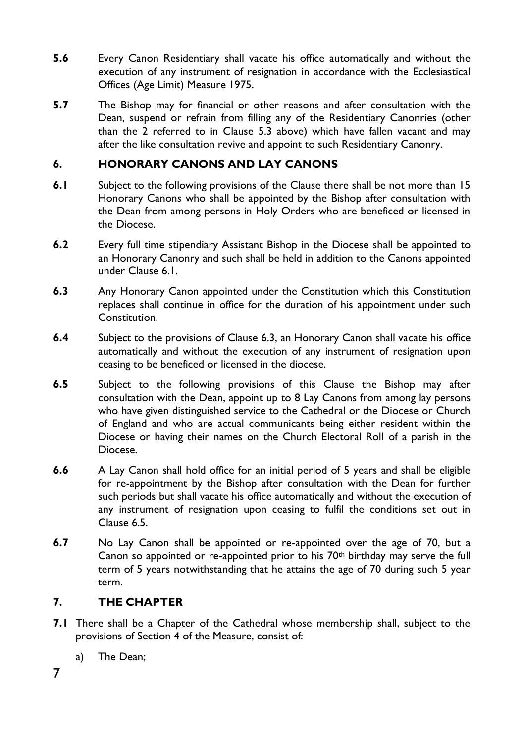**5.6** Every Canon Residentiary shall vacate his office automatically and without the execution of any instrument of resignation in accordance with the Ecclesiastical Offices (Age Limit) Measure 1975.

**5.7** The Bishop may for financial or other reasons and after consultation with the Dean, suspend or refrain from filling any of the Residentiary Canonries (other than the 2 referred to in Clause 5.3 above) which have fallen vacant and may after the like consultation revive and appoint to such Residentiary Canonry.

## 6. HONORARY CANONS AND LAY CANONS

**6.1** Subject to the following provisions of the Clause there shall be not more than 15 Honorary Canons who shall be appointed by the Bishop after consultation with the Dean from among persons in Holy Orders who are beneficed or licensed in the Diocese.

**6.2** Every full time stipendiary Assistant Bishop in the Diocese shall be appointed to an Honorary Canonry and such shall be held in addition to the Canons appointed under Clause 6.1.

**6.3** Any Honorary Canon appointed under the Constitution which this Constitution replaces shall continue in office for the duration of his appointment under such Constitution.

**6.4** Subject to the provisions of Clause 6.3, an Honorary Canon shall vacate his office automatically and without the execution of any instrument of resignation upon ceasing to be beneficed or licensed in the diocese.

**6.5** Subject to the following provisions of this Clause the Bishop may after consultation with the Dean, appoint up to 8 Lay Canons from among lay persons who have given distinguished service to the Cathedral or the Diocese or Church of England and who are actual communicants being either resident within the Diocese or having their names on the Church Electoral Roll of a parish in the Diocese.

**6.6** A Lay Canon shall hold office for an initial period of 5 years and shall be eligible for re-appointment by the Bishop after consultation with the Dean for further such periods but shall vacate his office automatically and without the execution of any instrument of resignation upon ceasing to fulfil the conditions set out in Clause 6.5.

**6.7** No Lay Canon shall be appointed or re-appointed over the age of 70, but a Canon so appointed or re-appointed prior to his 70th birthday may serve the full term of 5 years notwithstanding that he attains the age of 70 during such 5 year term.

## 7. THE CHAPTER

**7.1** There shall be a Chapter of the Cathedral whose membership shall, subject to the provisions of Section 4 of the Measure, consist of:

a) The Dean;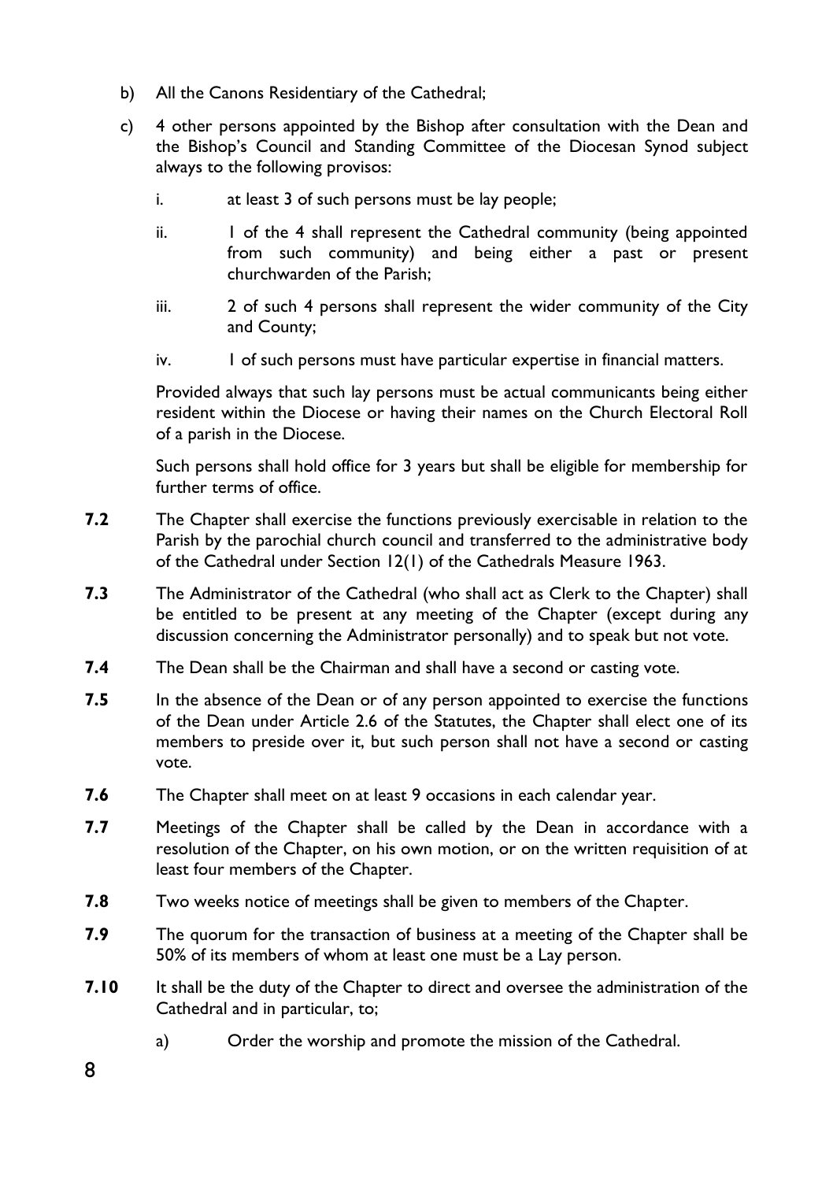b) All the Canons Residentiary of the Cathedral;

c) 4 other persons appointed by the Bishop after consultation with the Dean and the Bishop's Council and Standing Committee of the Diocesan Synod subject always to the following provisos:

   i. at least 3 of such persons must be lay people;

   ii. 1 of the 4 shall represent the Cathedral community (being appointed from such community) and being either a past or present churchwarden of the Parish;

   iii. 2 of such 4 persons shall represent the wider community of the City and County;

   iv. 1 of such persons must have particular expertise in financial matters.

   Provided always that such lay persons must be actual communicants being either resident within the Diocese or having their names on the Church Electoral Roll of a parish in the Diocese.

   Such persons shall hold office for 3 years but shall be eligible for membership for further terms of office.

**7.2** The Chapter shall exercise the functions previously exercisable in relation to the Parish by the parochial church council and transferred to the administrative body of the Cathedral under Section 12(1) of the Cathedrals Measure 1963.

**7.3** The Administrator of the Cathedral (who shall act as Clerk to the Chapter) shall be entitled to be present at any meeting of the Chapter (except during any discussion concerning the Administrator personally) and to speak but not vote.

**7.4** The Dean shall be the Chairman and shall have a second or casting vote.

**7.5** In the absence of the Dean or of any person appointed to exercise the functions of the Dean under Article 2.6 of the Statutes, the Chapter shall elect one of its members to preside over it, but such person shall not have a second or casting vote.

**7.6** The Chapter shall meet on at least 9 occasions in each calendar year.

**7.7** Meetings of the Chapter shall be called by the Dean in accordance with a resolution of the Chapter, on his own motion, or on the written requisition of at least four members of the Chapter.

**7.8** Two weeks notice of meetings shall be given to members of the Chapter.

**7.9** The quorum for the transaction of business at a meeting of the Chapter shall be 50% of its members of whom at least one must be a Lay person.

**7.10** It shall be the duty of the Chapter to direct and oversee the administration of the Cathedral and in particular, to;

   a) Order the worship and promote the mission of the Cathedral.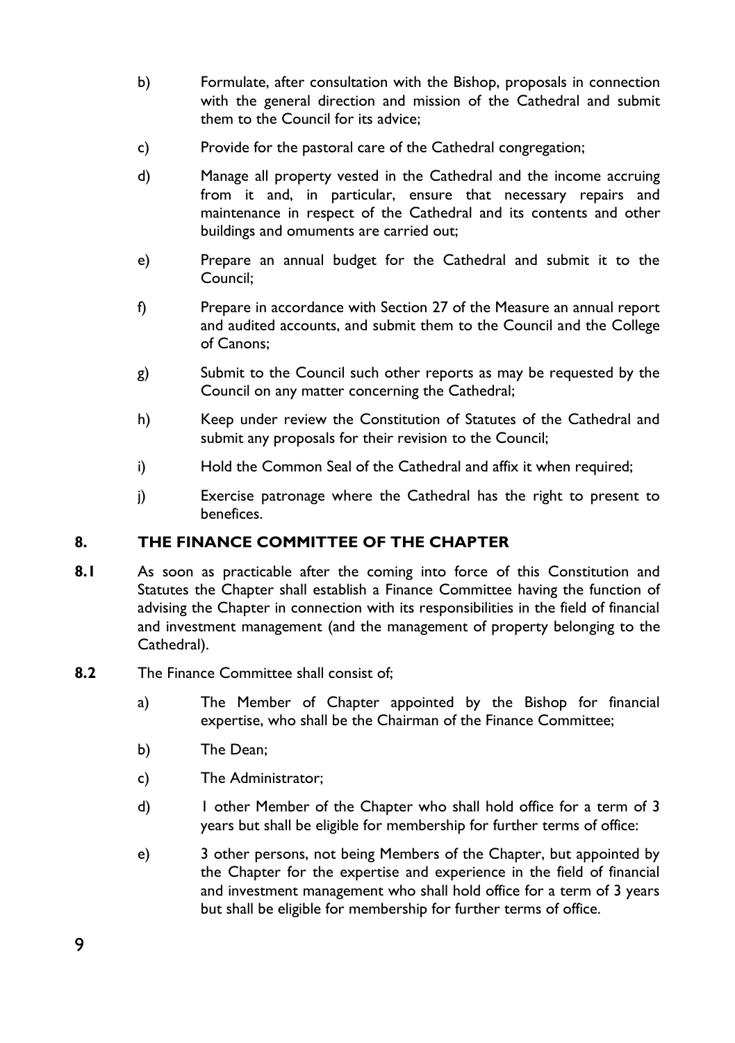b) Formulate, after consultation with the Bishop, proposals in connection with the general direction and mission of the Cathedral and submit them to the Council for its advice;

c) Provide for the pastoral care of the Cathedral congregation;

d) Manage all property vested in the Cathedral and the income accruing from it and, in particular, ensure that necessary repairs and maintenance in respect of the Cathedral and its contents and other buildings and omuments are carried out;

e) Prepare an annual budget for the Cathedral and submit it to the Council;

f) Prepare in accordance with Section 27 of the Measure an annual report and audited accounts, and submit them to the Council and the College of Canons;

g) Submit to the Council such other reports as may be requested by the Council on any matter concerning the Cathedral;

h) Keep under review the Constitution of Statutes of the Cathedral and submit any proposals for their revision to the Council;

i) Hold the Common Seal of the Cathedral and affix it when required;

j) Exercise patronage where the Cathedral has the right to present to benefices.

## 8. THE FINANCE COMMITTEE OF THE CHAPTER

**8.1** As soon as practicable after the coming into force of this Constitution and Statutes the Chapter shall establish a Finance Committee having the function of advising the Chapter in connection with its responsibilities in the field of financial and investment management (and the management of property belonging to the Cathedral).

**8.2** The Finance Committee shall consist of;

a) The Member of Chapter appointed by the Bishop for financial expertise, who shall be the Chairman of the Finance Committee;

b) The Dean;

c) The Administrator;

d) 1 other Member of the Chapter who shall hold office for a term of 3 years but shall be eligible for membership for further terms of office:

e) 3 other persons, not being Members of the Chapter, but appointed by the Chapter for the expertise and experience in the field of financial and investment management who shall hold office for a term of 3 years but shall be eligible for membership for further terms of office.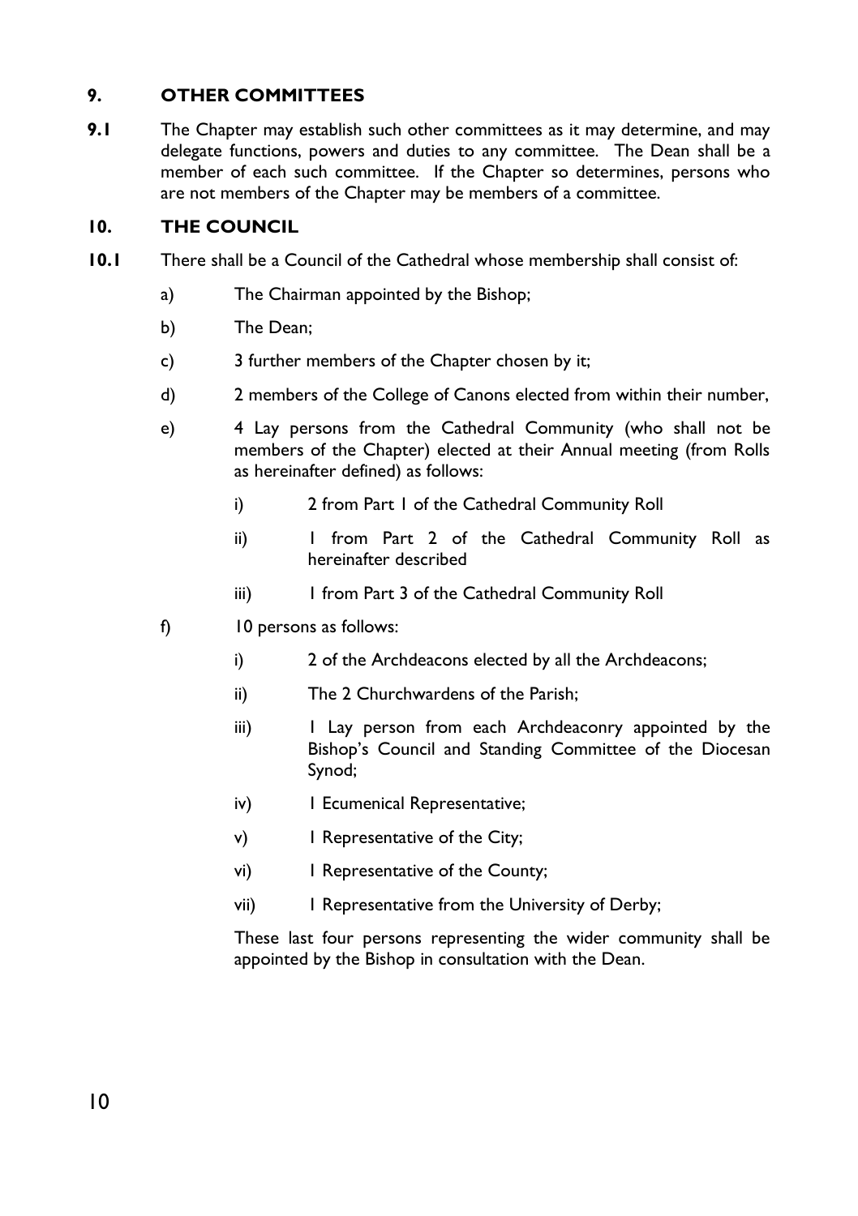## 9. OTHER COMMITTEES

**9.1** The Chapter may establish such other committees as it may determine, and may delegate functions, powers and duties to any committee. The Dean shall be a member of each such committee. If the Chapter so determines, persons who are not members of the Chapter may be members of a committee.

## 10. THE COUNCIL

**10.1** There shall be a Council of the Cathedral whose membership shall consist of:

a) The Chairman appointed by the Bishop;

b) The Dean;

c) 3 further members of the Chapter chosen by it;

d) 2 members of the College of Canons elected from within their number,

e) 4 Lay persons from the Cathedral Community (who shall not be members of the Chapter) elected at their Annual meeting (from Rolls as hereinafter defined) as follows:

   i) 2 from Part 1 of the Cathedral Community Roll

   ii) 1 from Part 2 of the Cathedral Community Roll as hereinafter described

   iii) 1 from Part 3 of the Cathedral Community Roll

f) 10 persons as follows:

   i) 2 of the Archdeacons elected by all the Archdeacons;

   ii) The 2 Churchwardens of the Parish;

   iii) 1 Lay person from each Archdeaconry appointed by the Bishop's Council and Standing Committee of the Diocesan Synod;

   iv) 1 Ecumenical Representative;

   v) 1 Representative of the City;

   vi) 1 Representative of the County;

   vii) 1 Representative from the University of Derby;

   These last four persons representing the wider community shall be appointed by the Bishop in consultation with the Dean.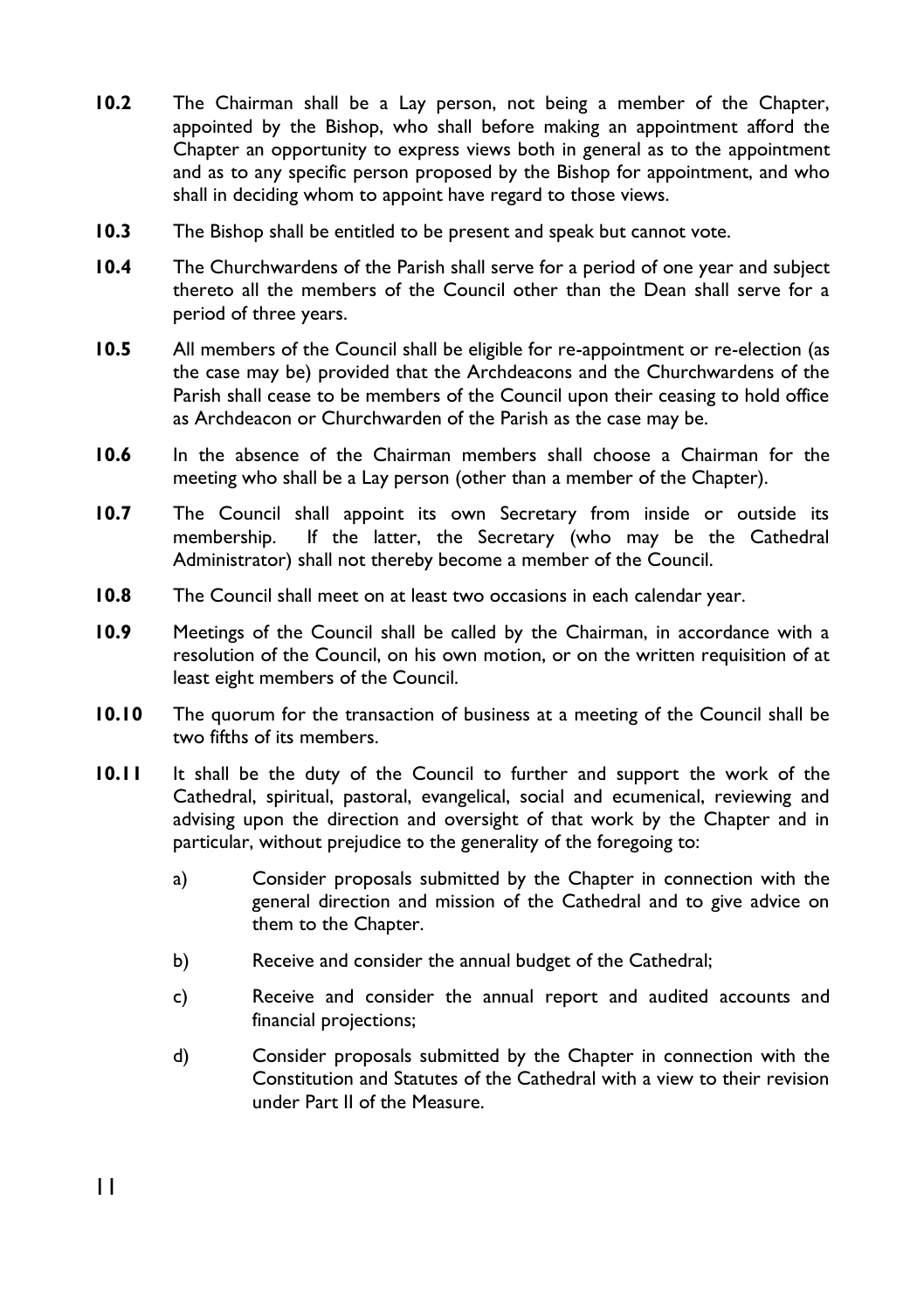**10.2** The Chairman shall be a Lay person, not being a member of the Chapter, appointed by the Bishop, who shall before making an appointment afford the Chapter an opportunity to express views both in general as to the appointment and as to any specific person proposed by the Bishop for appointment, and who shall in deciding whom to appoint have regard to those views.

**10.3** The Bishop shall be entitled to be present and speak but cannot vote.

**10.4** The Churchwardens of the Parish shall serve for a period of one year and subject thereto all the members of the Council other than the Dean shall serve for a period of three years.

**10.5** All members of the Council shall be eligible for re-appointment or re-election (as the case may be) provided that the Archdeacons and the Churchwardens of the Parish shall cease to be members of the Council upon their ceasing to hold office as Archdeacon or Churchwarden of the Parish as the case may be.

**10.6** In the absence of the Chairman members shall choose a Chairman for the meeting who shall be a Lay person (other than a member of the Chapter).

**10.7** The Council shall appoint its own Secretary from inside or outside its membership. If the latter, the Secretary (who may be the Cathedral Administrator) shall not thereby become a member of the Council.

**10.8** The Council shall meet on at least two occasions in each calendar year.

**10.9** Meetings of the Council shall be called by the Chairman, in accordance with a resolution of the Council, on his own motion, or on the written requisition of at least eight members of the Council.

**10.10** The quorum for the transaction of business at a meeting of the Council shall be two fifths of its members.

**10.11** It shall be the duty of the Council to further and support the work of the Cathedral, spiritual, pastoral, evangelical, social and ecumenical, reviewing and advising upon the direction and oversight of that work by the Chapter and in particular, without prejudice to the generality of the foregoing to:

a) Consider proposals submitted by the Chapter in connection with the general direction and mission of the Cathedral and to give advice on them to the Chapter.

b) Receive and consider the annual budget of the Cathedral;

c) Receive and consider the annual report and audited accounts and financial projections;

d) Consider proposals submitted by the Chapter in connection with the Constitution and Statutes of the Cathedral with a view to their revision under Part II of the Measure.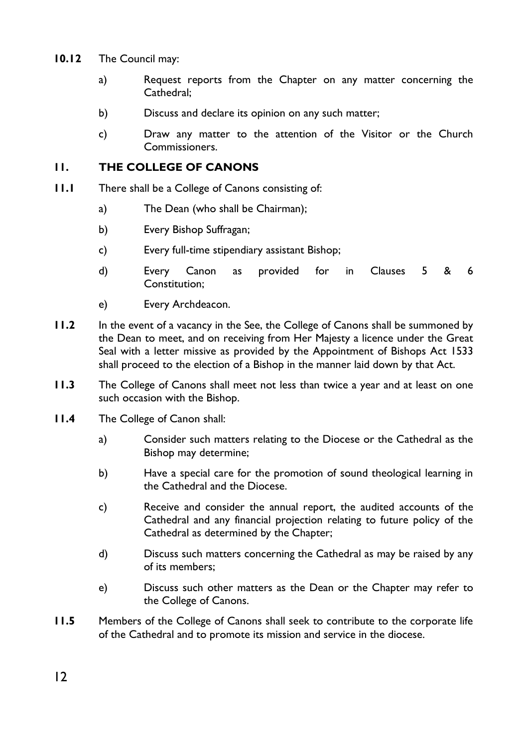**10.12** The Council may:

a) Request reports from the Chapter on any matter concerning the Cathedral;

b) Discuss and declare its opinion on any such matter;

c) Draw any matter to the attention of the Visitor or the Church Commissioners.

## 11. THE COLLEGE OF CANONS

**11.1** There shall be a College of Canons consisting of:

a) The Dean (who shall be Chairman);

b) Every Bishop Suffragan;

c) Every full-time stipendiary assistant Bishop;

d) Every Canon as provided for in Clauses 5 & 6 Constitution;

e) Every Archdeacon.

**11.2** In the event of a vacancy in the See, the College of Canons shall be summoned by the Dean to meet, and on receiving from Her Majesty a licence under the Great Seal with a letter missive as provided by the Appointment of Bishops Act 1533 shall proceed to the election of a Bishop in the manner laid down by that Act.

**11.3** The College of Canons shall meet not less than twice a year and at least on one such occasion with the Bishop.

**11.4** The College of Canon shall:

a) Consider such matters relating to the Diocese or the Cathedral as the Bishop may determine;

b) Have a special care for the promotion of sound theological learning in the Cathedral and the Diocese.

c) Receive and consider the annual report, the audited accounts of the Cathedral and any financial projection relating to future policy of the Cathedral as determined by the Chapter;

d) Discuss such matters concerning the Cathedral as may be raised by any of its members;

e) Discuss such other matters as the Dean or the Chapter may refer to the College of Canons.

**11.5** Members of the College of Canons shall seek to contribute to the corporate life of the Cathedral and to promote its mission and service in the diocese.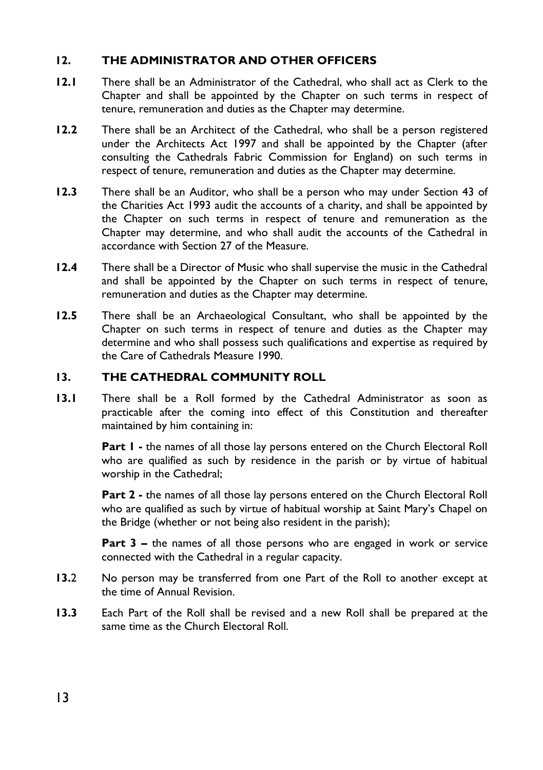## 12. THE ADMINISTRATOR AND OTHER OFFICERS

**12.1** There shall be an Administrator of the Cathedral, who shall act as Clerk to the Chapter and shall be appointed by the Chapter on such terms in respect of tenure, remuneration and duties as the Chapter may determine.

**12.2** There shall be an Architect of the Cathedral, who shall be a person registered under the Architects Act 1997 and shall be appointed by the Chapter (after consulting the Cathedrals Fabric Commission for England) on such terms in respect of tenure, remuneration and duties as the Chapter may determine.

**12.3** There shall be an Auditor, who shall be a person who may under Section 43 of the Charities Act 1993 audit the accounts of a charity, and shall be appointed by the Chapter on such terms in respect of tenure and remuneration as the Chapter may determine, and who shall audit the accounts of the Cathedral in accordance with Section 27 of the Measure.

**12.4** There shall be a Director of Music who shall supervise the music in the Cathedral and shall be appointed by the Chapter on such terms in respect of tenure, remuneration and duties as the Chapter may determine.

**12.5** There shall be an Archaeological Consultant, who shall be appointed by the Chapter on such terms in respect of tenure and duties as the Chapter may determine and who shall possess such qualifications and expertise as required by the Care of Cathedrals Measure 1990.

## 13. THE CATHEDRAL COMMUNITY ROLL

**13.1** There shall be a Roll formed by the Cathedral Administrator as soon as practicable after the coming into effect of this Constitution and thereafter maintained by him containing in:

**Part 1 -** the names of all those lay persons entered on the Church Electoral Roll who are qualified as such by residence in the parish or by virtue of habitual worship in the Cathedral;

**Part 2 -** the names of all those lay persons entered on the Church Electoral Roll who are qualified as such by virtue of habitual worship at Saint Mary's Chapel on the Bridge (whether or not being also resident in the parish);

**Part 3 –** the names of all those persons who are engaged in work or service connected with the Cathedral in a regular capacity.

**13.2** No person may be transferred from one Part of the Roll to another except at the time of Annual Revision.

**13.3** Each Part of the Roll shall be revised and a new Roll shall be prepared at the same time as the Church Electoral Roll.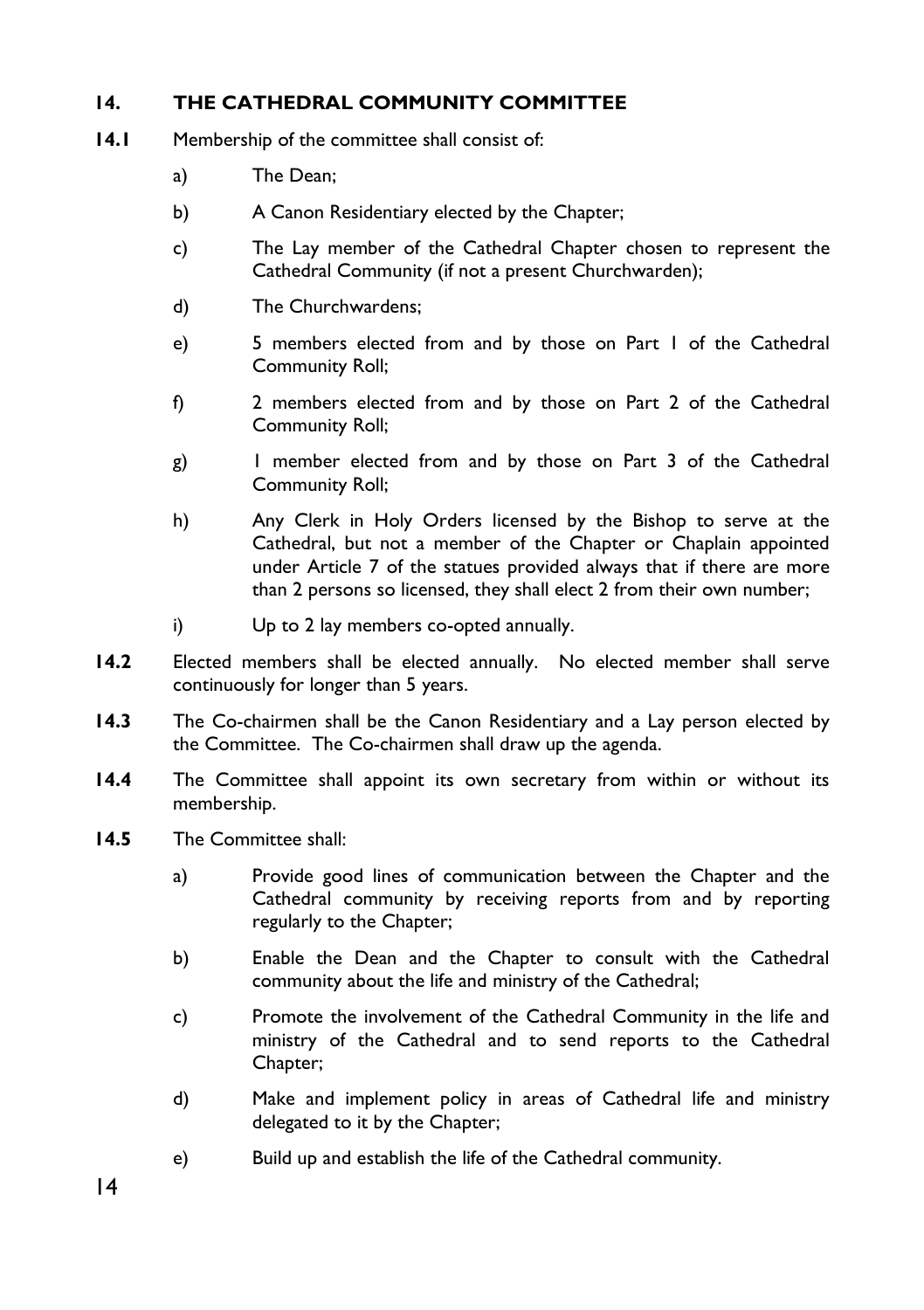## 14. THE CATHEDRAL COMMUNITY COMMITTEE

**14.1** Membership of the committee shall consist of:

a) The Dean;

b) A Canon Residentiary elected by the Chapter;

c) The Lay member of the Cathedral Chapter chosen to represent the Cathedral Community (if not a present Churchwarden);

d) The Churchwardens;

e) 5 members elected from and by those on Part 1 of the Cathedral Community Roll;

f) 2 members elected from and by those on Part 2 of the Cathedral Community Roll;

g) 1 member elected from and by those on Part 3 of the Cathedral Community Roll;

h) Any Clerk in Holy Orders licensed by the Bishop to serve at the Cathedral, but not a member of the Chapter or Chaplain appointed under Article 7 of the statues provided always that if there are more than 2 persons so licensed, they shall elect 2 from their own number;

i) Up to 2 lay members co-opted annually.

**14.2** Elected members shall be elected annually. No elected member shall serve continuously for longer than 5 years.

**14.3** The Co-chairmen shall be the Canon Residentiary and a Lay person elected by the Committee. The Co-chairmen shall draw up the agenda.

**14.4** The Committee shall appoint its own secretary from within or without its membership.

**14.5** The Committee shall:

a) Provide good lines of communication between the Chapter and the Cathedral community by receiving reports from and by reporting regularly to the Chapter;

b) Enable the Dean and the Chapter to consult with the Cathedral community about the life and ministry of the Cathedral;

c) Promote the involvement of the Cathedral Community in the life and ministry of the Cathedral and to send reports to the Cathedral Chapter;

d) Make and implement policy in areas of Cathedral life and ministry delegated to it by the Chapter;

e) Build up and establish the life of the Cathedral community.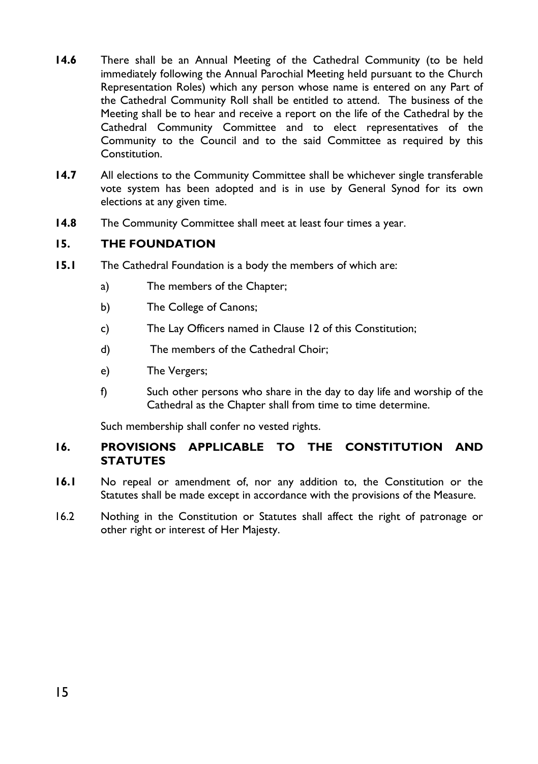**14.6** There shall be an Annual Meeting of the Cathedral Community (to be held immediately following the Annual Parochial Meeting held pursuant to the Church Representation Roles) which any person whose name is entered on any Part of the Cathedral Community Roll shall be entitled to attend. The business of the Meeting shall be to hear and receive a report on the life of the Cathedral by the Cathedral Community Committee and to elect representatives of the Community to the Council and to the said Committee as required by this Constitution.

**14.7** All elections to the Community Committee shall be whichever single transferable vote system has been adopted and is in use by General Synod for its own elections at any given time.

**14.8** The Community Committee shall meet at least four times a year.

## 15. THE FOUNDATION

**15.1** The Cathedral Foundation is a body the members of which are:

a) The members of the Chapter;

b) The College of Canons;

c) The Lay Officers named in Clause 12 of this Constitution;

d) The members of the Cathedral Choir;

e) The Vergers;

f) Such other persons who share in the day to day life and worship of the Cathedral as the Chapter shall from time to time determine.

Such membership shall confer no vested rights.

## 16. PROVISIONS APPLICABLE TO THE CONSTITUTION AND STATUTES

**16.1** No repeal or amendment of, nor any addition to, the Constitution or the Statutes shall be made except in accordance with the provisions of the Measure.

16.2 Nothing in the Constitution or Statutes shall affect the right of patronage or other right or interest of Her Majesty.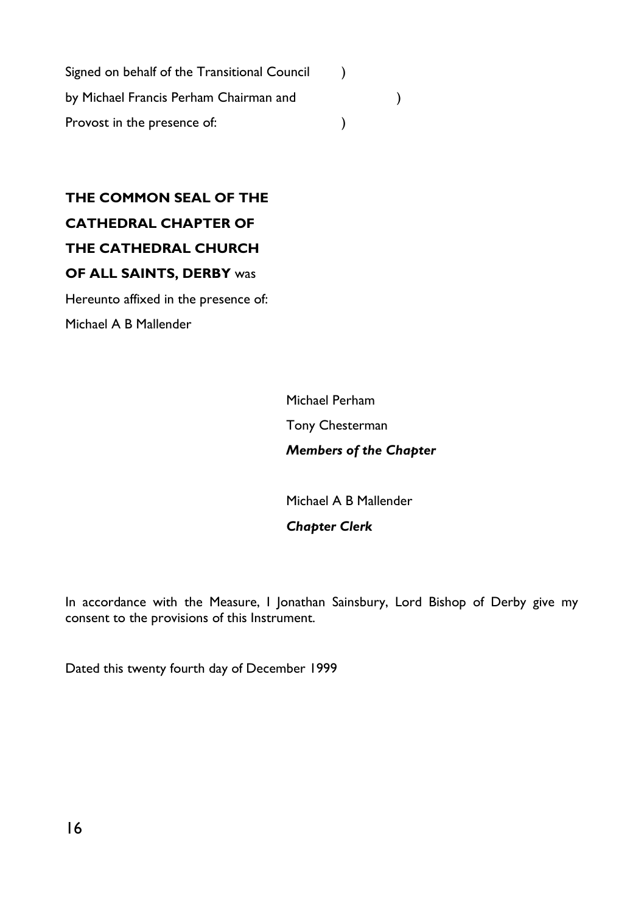Signed on behalf of the Transitional Council )
by Michael Francis Perham Chairman and )
Provost in the presence of: )

**THE COMMON SEAL OF THE CATHEDRAL CHAPTER OF THE CATHEDRAL CHURCH OF ALL SAINTS, DERBY** was Hereunto affixed in the presence of:
Michael A B Mallender

Michael Perham
Tony Chesterman
***Members of the Chapter***

Michael A B Mallender
***Chapter Clerk***

In accordance with the Measure, I Jonathan Sainsbury, Lord Bishop of Derby give my consent to the provisions of this Instrument.

Dated this twenty fourth day of December 1999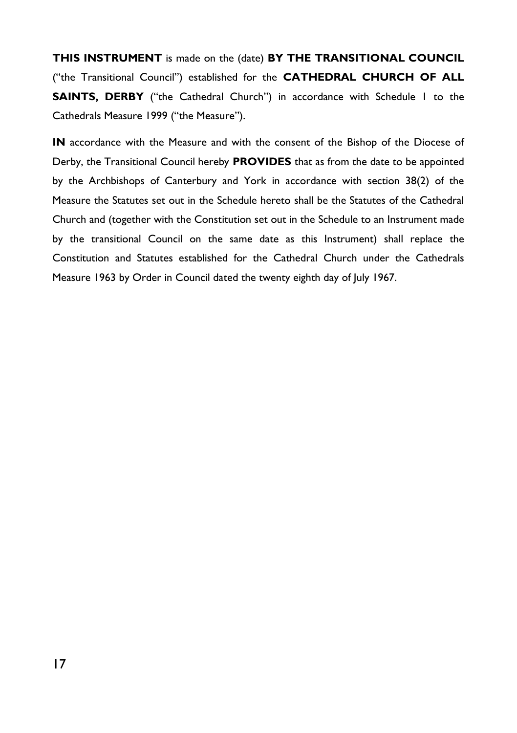**THIS INSTRUMENT** is made on the (date) **BY THE TRANSITIONAL COUNCIL** ("the Transitional Council") established for the **CATHEDRAL CHURCH OF ALL SAINTS, DERBY** ("the Cathedral Church") in accordance with Schedule 1 to the Cathedrals Measure 1999 ("the Measure").

**IN** accordance with the Measure and with the consent of the Bishop of the Diocese of Derby, the Transitional Council hereby **PROVIDES** that as from the date to be appointed by the Archbishops of Canterbury and York in accordance with section 38(2) of the Measure the Statutes set out in the Schedule hereto shall be the Statutes of the Cathedral Church and (together with the Constitution set out in the Schedule to an Instrument made by the transitional Council on the same date as this Instrument) shall replace the Constitution and Statutes established for the Cathedral Church under the Cathedrals Measure 1963 by Order in Council dated the twenty eighth day of July 1967.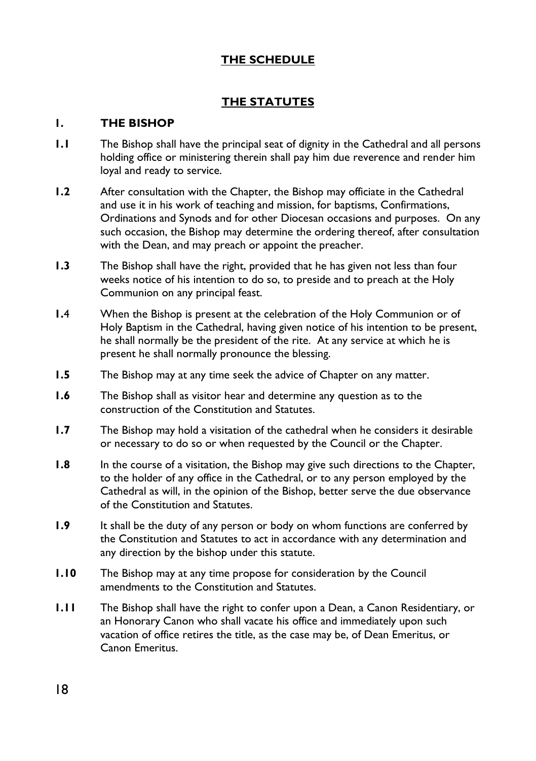## THE SCHEDULE

## THE STATUTES

### 1. THE BISHOP

**1.1** The Bishop shall have the principal seat of dignity in the Cathedral and all persons holding office or ministering therein shall pay him due reverence and render him loyal and ready to service.

**1.2** After consultation with the Chapter, the Bishop may officiate in the Cathedral and use it in his work of teaching and mission, for baptisms, Confirmations, Ordinations and Synods and for other Diocesan occasions and purposes. On any such occasion, the Bishop may determine the ordering thereof, after consultation with the Dean, and may preach or appoint the preacher.

**1.3** The Bishop shall have the right, provided that he has given not less than four weeks notice of his intention to do so, to preside and to preach at the Holy Communion on any principal feast.

**1.4** When the Bishop is present at the celebration of the Holy Communion or of Holy Baptism in the Cathedral, having given notice of his intention to be present, he shall normally be the president of the rite. At any service at which he is present he shall normally pronounce the blessing.

**1.5** The Bishop may at any time seek the advice of Chapter on any matter.

**1.6** The Bishop shall as visitor hear and determine any question as to the construction of the Constitution and Statutes.

**1.7** The Bishop may hold a visitation of the cathedral when he considers it desirable or necessary to do so or when requested by the Council or the Chapter.

**1.8** In the course of a visitation, the Bishop may give such directions to the Chapter, to the holder of any office in the Cathedral, or to any person employed by the Cathedral as will, in the opinion of the Bishop, better serve the due observance of the Constitution and Statutes.

**1.9** It shall be the duty of any person or body on whom functions are conferred by the Constitution and Statutes to act in accordance with any determination and any direction by the bishop under this statute.

**1.10** The Bishop may at any time propose for consideration by the Council amendments to the Constitution and Statutes.

**1.11** The Bishop shall have the right to confer upon a Dean, a Canon Residentiary, or an Honorary Canon who shall vacate his office and immediately upon such vacation of office retires the title, as the case may be, of Dean Emeritus, or Canon Emeritus.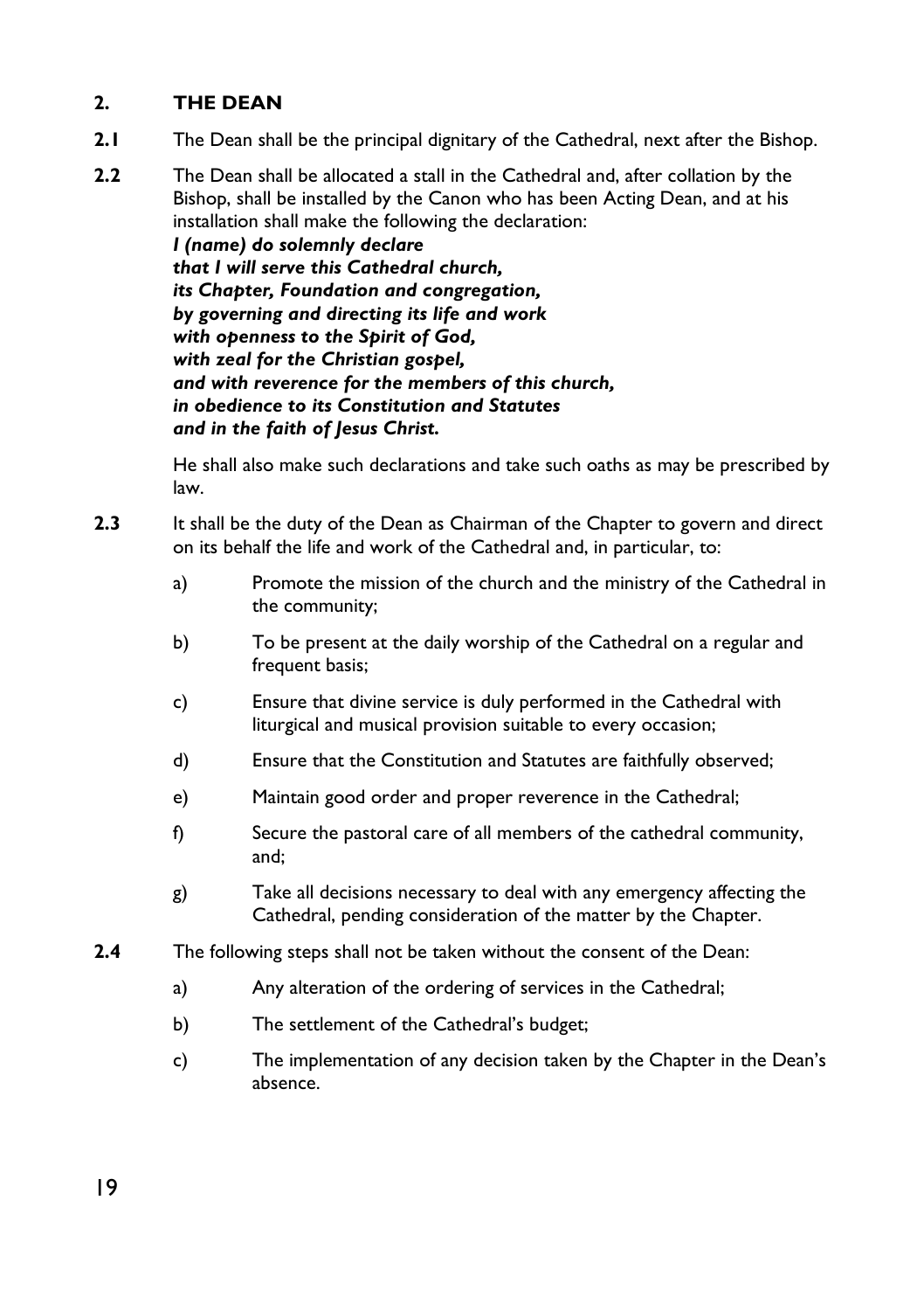## 2. THE DEAN

**2.1** The Dean shall be the principal dignitary of the Cathedral, next after the Bishop.

**2.2** The Dean shall be allocated a stall in the Cathedral and, after collation by the Bishop, shall be installed by the Canon who has been Acting Dean, and at his installation shall make the following the declaration:

***I (name) do solemnly declare***
***that I will serve this Cathedral church,***
***its Chapter, Foundation and congregation,***
***by governing and directing its life and work***
***with openness to the Spirit of God,***
***with zeal for the Christian gospel,***
***and with reverence for the members of this church,***
***in obedience to its Constitution and Statutes***
***and in the faith of Jesus Christ.***

He shall also make such declarations and take such oaths as may be prescribed by law.

**2.3** It shall be the duty of the Dean as Chairman of the Chapter to govern and direct on its behalf the life and work of the Cathedral and, in particular, to:

a) Promote the mission of the church and the ministry of the Cathedral in the community;

b) To be present at the daily worship of the Cathedral on a regular and frequent basis;

c) Ensure that divine service is duly performed in the Cathedral with liturgical and musical provision suitable to every occasion;

d) Ensure that the Constitution and Statutes are faithfully observed;

e) Maintain good order and proper reverence in the Cathedral;

f) Secure the pastoral care of all members of the cathedral community, and;

g) Take all decisions necessary to deal with any emergency affecting the Cathedral, pending consideration of the matter by the Chapter.

**2.4** The following steps shall not be taken without the consent of the Dean:

a) Any alteration of the ordering of services in the Cathedral;

b) The settlement of the Cathedral's budget;

c) The implementation of any decision taken by the Chapter in the Dean's absence.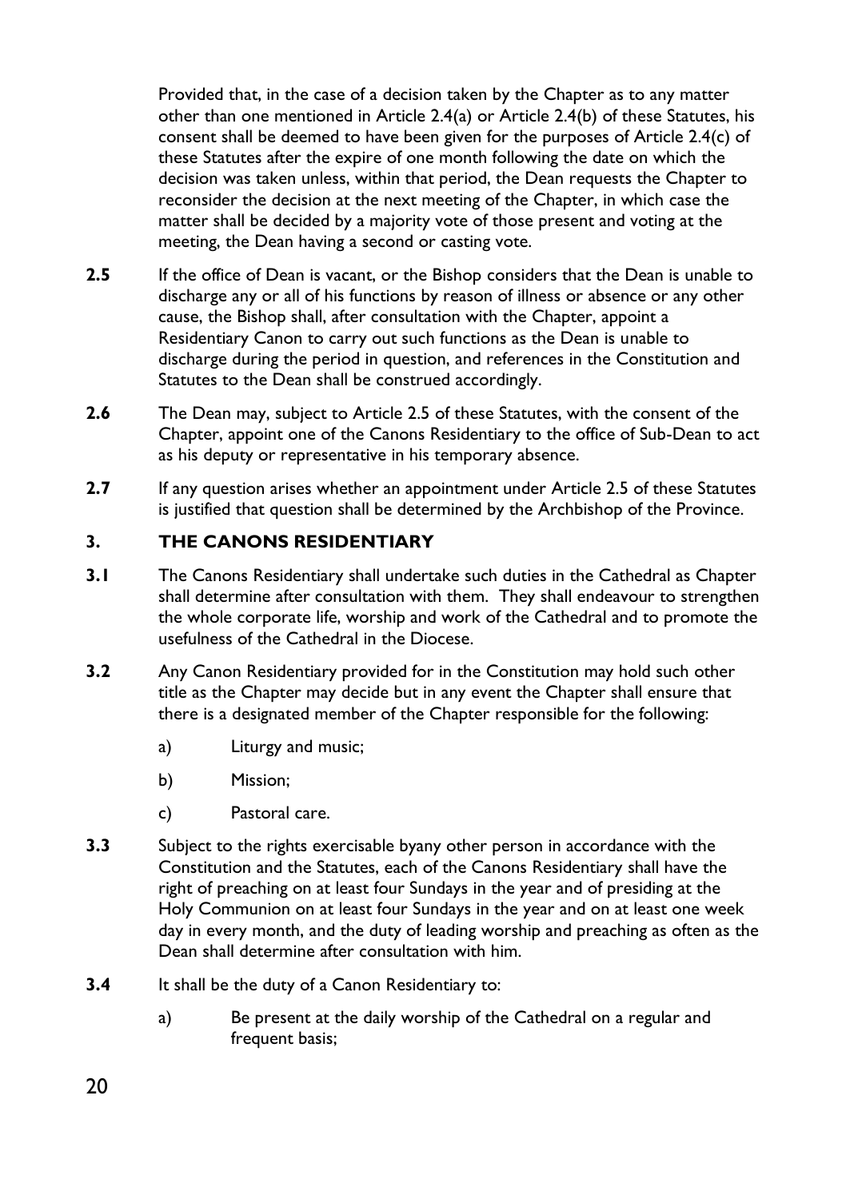Provided that, in the case of a decision taken by the Chapter as to any matter other than one mentioned in Article 2.4(a) or Article 2.4(b) of these Statutes, his consent shall be deemed to have been given for the purposes of Article 2.4(c) of these Statutes after the expire of one month following the date on which the decision was taken unless, within that period, the Dean requests the Chapter to reconsider the decision at the next meeting of the Chapter, in which case the matter shall be decided by a majority vote of those present and voting at the meeting, the Dean having a second or casting vote.

**2.5** If the office of Dean is vacant, or the Bishop considers that the Dean is unable to discharge any or all of his functions by reason of illness or absence or any other cause, the Bishop shall, after consultation with the Chapter, appoint a Residentiary Canon to carry out such functions as the Dean is unable to discharge during the period in question, and references in the Constitution and Statutes to the Dean shall be construed accordingly.

**2.6** The Dean may, subject to Article 2.5 of these Statutes, with the consent of the Chapter, appoint one of the Canons Residentiary to the office of Sub-Dean to act as his deputy or representative in his temporary absence.

**2.7** If any question arises whether an appointment under Article 2.5 of these Statutes is justified that question shall be determined by the Archbishop of the Province.

## 3. THE CANONS RESIDENTIARY

**3.1** The Canons Residentiary shall undertake such duties in the Cathedral as Chapter shall determine after consultation with them. They shall endeavour to strengthen the whole corporate life, worship and work of the Cathedral and to promote the usefulness of the Cathedral in the Diocese.

**3.2** Any Canon Residentiary provided for in the Constitution may hold such other title as the Chapter may decide but in any event the Chapter shall ensure that there is a designated member of the Chapter responsible for the following:

a) Liturgy and music;

b) Mission;

c) Pastoral care.

**3.3** Subject to the rights exercisable byany other person in accordance with the Constitution and the Statutes, each of the Canons Residentiary shall have the right of preaching on at least four Sundays in the year and of presiding at the Holy Communion on at least four Sundays in the year and on at least one week day in every month, and the duty of leading worship and preaching as often as the Dean shall determine after consultation with him.

**3.4** It shall be the duty of a Canon Residentiary to:

a) Be present at the daily worship of the Cathedral on a regular and frequent basis;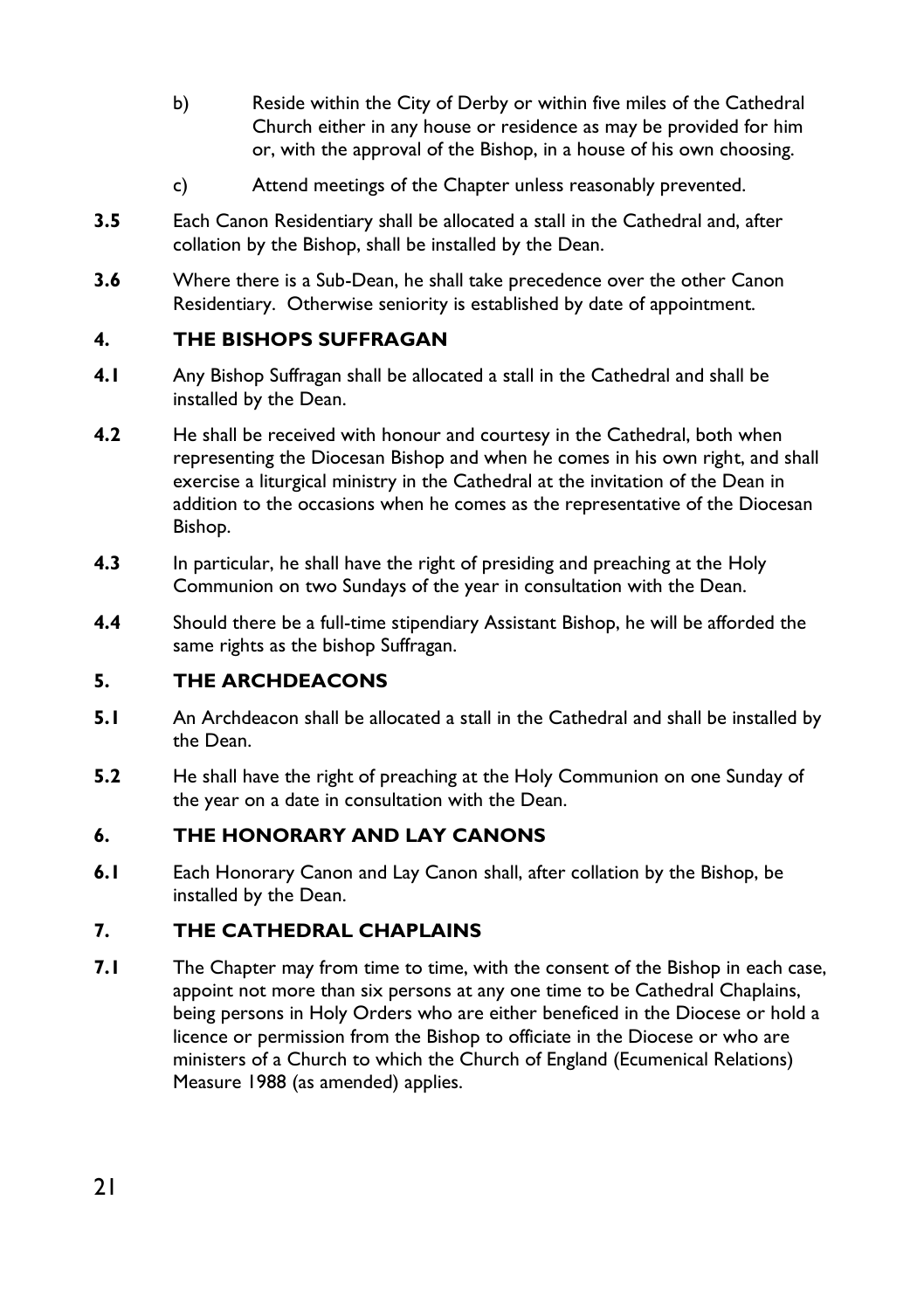b) Reside within the City of Derby or within five miles of the Cathedral Church either in any house or residence as may be provided for him or, with the approval of the Bishop, in a house of his own choosing.

c) Attend meetings of the Chapter unless reasonably prevented.

**3.5** Each Canon Residentiary shall be allocated a stall in the Cathedral and, after collation by the Bishop, shall be installed by the Dean.

**3.6** Where there is a Sub-Dean, he shall take precedence over the other Canon Residentiary. Otherwise seniority is established by date of appointment.

## 4. THE BISHOPS SUFFRAGAN

**4.1** Any Bishop Suffragan shall be allocated a stall in the Cathedral and shall be installed by the Dean.

**4.2** He shall be received with honour and courtesy in the Cathedral, both when representing the Diocesan Bishop and when he comes in his own right, and shall exercise a liturgical ministry in the Cathedral at the invitation of the Dean in addition to the occasions when he comes as the representative of the Diocesan Bishop.

**4.3** In particular, he shall have the right of presiding and preaching at the Holy Communion on two Sundays of the year in consultation with the Dean.

**4.4** Should there be a full-time stipendiary Assistant Bishop, he will be afforded the same rights as the bishop Suffragan.

## 5. THE ARCHDEACONS

**5.1** An Archdeacon shall be allocated a stall in the Cathedral and shall be installed by the Dean.

**5.2** He shall have the right of preaching at the Holy Communion on one Sunday of the year on a date in consultation with the Dean.

## 6. THE HONORARY AND LAY CANONS

**6.1** Each Honorary Canon and Lay Canon shall, after collation by the Bishop, be installed by the Dean.

## 7. THE CATHEDRAL CHAPLAINS

**7.1** The Chapter may from time to time, with the consent of the Bishop in each case, appoint not more than six persons at any one time to be Cathedral Chaplains, being persons in Holy Orders who are either beneficed in the Diocese or hold a licence or permission from the Bishop to officiate in the Diocese or who are ministers of a Church to which the Church of England (Ecumenical Relations) Measure 1988 (as amended) applies.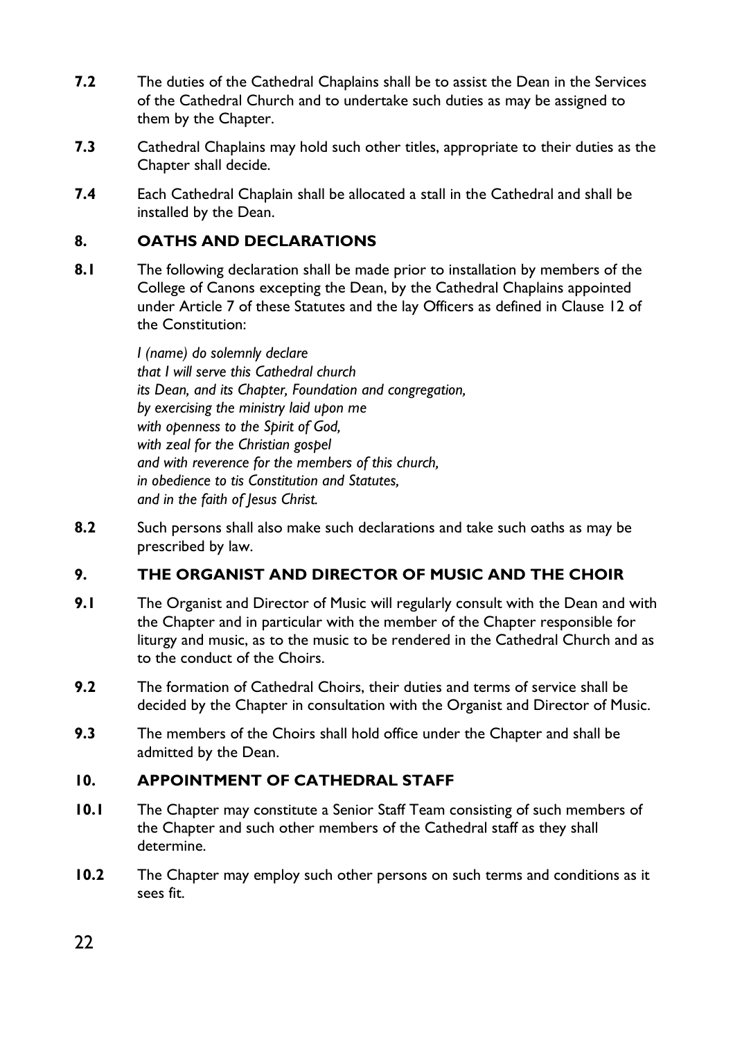**7.2** The duties of the Cathedral Chaplains shall be to assist the Dean in the Services of the Cathedral Church and to undertake such duties as may be assigned to them by the Chapter.

**7.3** Cathedral Chaplains may hold such other titles, appropriate to their duties as the Chapter shall decide.

**7.4** Each Cathedral Chaplain shall be allocated a stall in the Cathedral and shall be installed by the Dean.

## 8. OATHS AND DECLARATIONS

**8.1** The following declaration shall be made prior to installation by members of the College of Canons excepting the Dean, by the Cathedral Chaplains appointed under Article 7 of these Statutes and the lay Officers as defined in Clause 12 of the Constitution:

> *I (name) do solemnly declare*
> *that I will serve this Cathedral church*
> *its Dean, and its Chapter, Foundation and congregation,*
> *by exercising the ministry laid upon me*
> *with openness to the Spirit of God,*
> *with zeal for the Christian gospel*
> *and with reverence for the members of this church,*
> *in obedience to tis Constitution and Statutes,*
> *and in the faith of Jesus Christ.*

**8.2** Such persons shall also make such declarations and take such oaths as may be prescribed by law.

## 9. THE ORGANIST AND DIRECTOR OF MUSIC AND THE CHOIR

**9.1** The Organist and Director of Music will regularly consult with the Dean and with the Chapter and in particular with the member of the Chapter responsible for liturgy and music, as to the music to be rendered in the Cathedral Church and as to the conduct of the Choirs.

**9.2** The formation of Cathedral Choirs, their duties and terms of service shall be decided by the Chapter in consultation with the Organist and Director of Music.

**9.3** The members of the Choirs shall hold office under the Chapter and shall be admitted by the Dean.

## 10. APPOINTMENT OF CATHEDRAL STAFF

**10.1** The Chapter may constitute a Senior Staff Team consisting of such members of the Chapter and such other members of the Cathedral staff as they shall determine.

**10.2** The Chapter may employ such other persons on such terms and conditions as it sees fit.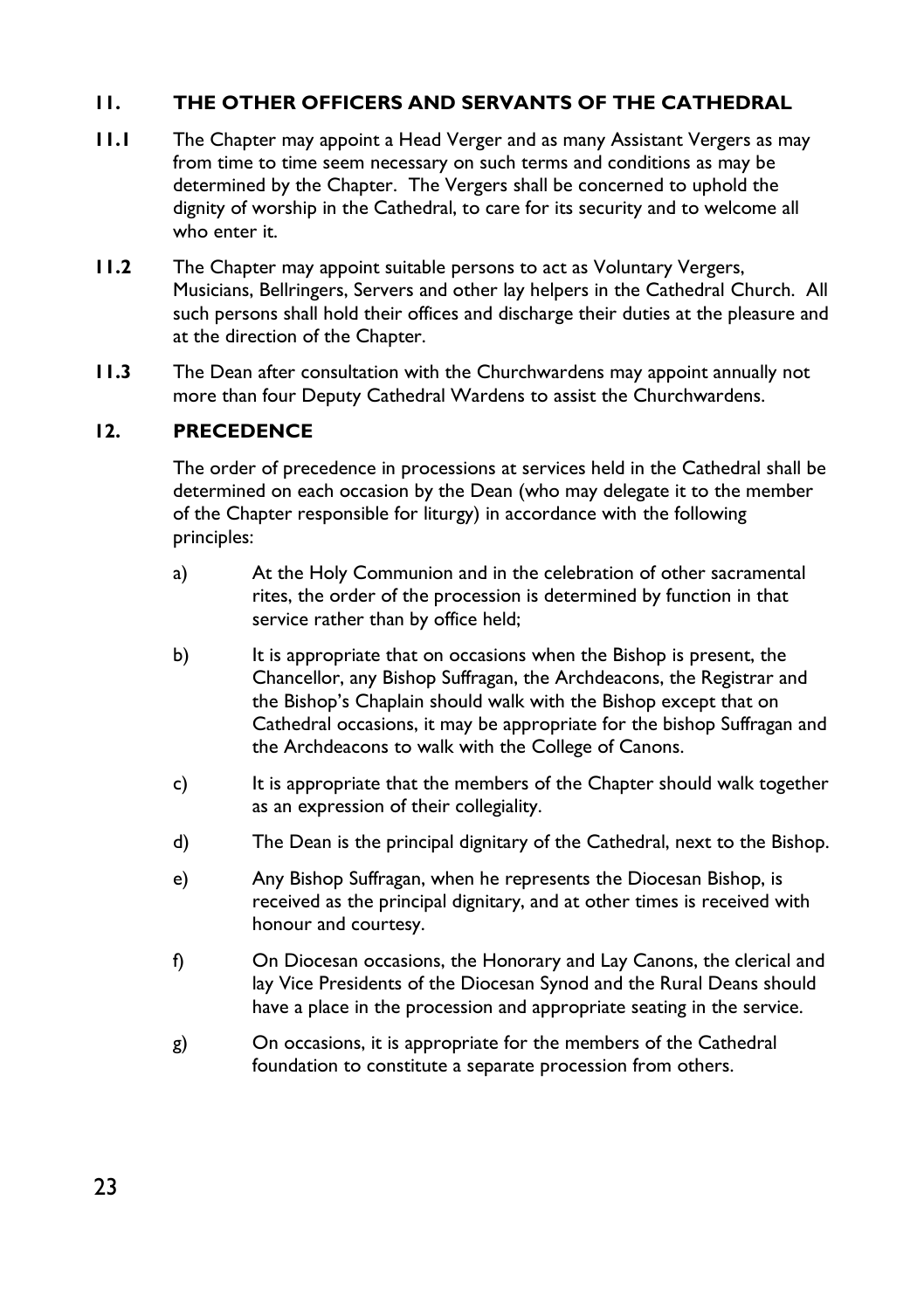## 11. THE OTHER OFFICERS AND SERVANTS OF THE CATHEDRAL

**11.1** The Chapter may appoint a Head Verger and as many Assistant Vergers as may from time to time seem necessary on such terms and conditions as may be determined by the Chapter. The Vergers shall be concerned to uphold the dignity of worship in the Cathedral, to care for its security and to welcome all who enter it.

**11.2** The Chapter may appoint suitable persons to act as Voluntary Vergers, Musicians, Bellringers, Servers and other lay helpers in the Cathedral Church. All such persons shall hold their offices and discharge their duties at the pleasure and at the direction of the Chapter.

**11.3** The Dean after consultation with the Churchwardens may appoint annually not more than four Deputy Cathedral Wardens to assist the Churchwardens.

## 12. PRECEDENCE

The order of precedence in processions at services held in the Cathedral shall be determined on each occasion by the Dean (who may delegate it to the member of the Chapter responsible for liturgy) in accordance with the following principles:

a) At the Holy Communion and in the celebration of other sacramental rites, the order of the procession is determined by function in that service rather than by office held;

b) It is appropriate that on occasions when the Bishop is present, the Chancellor, any Bishop Suffragan, the Archdeacons, the Registrar and the Bishop's Chaplain should walk with the Bishop except that on Cathedral occasions, it may be appropriate for the bishop Suffragan and the Archdeacons to walk with the College of Canons.

c) It is appropriate that the members of the Chapter should walk together as an expression of their collegiality.

d) The Dean is the principal dignitary of the Cathedral, next to the Bishop.

e) Any Bishop Suffragan, when he represents the Diocesan Bishop, is received as the principal dignitary, and at other times is received with honour and courtesy.

f) On Diocesan occasions, the Honorary and Lay Canons, the clerical and lay Vice Presidents of the Diocesan Synod and the Rural Deans should have a place in the procession and appropriate seating in the service.

g) On occasions, it is appropriate for the members of the Cathedral foundation to constitute a separate procession from others.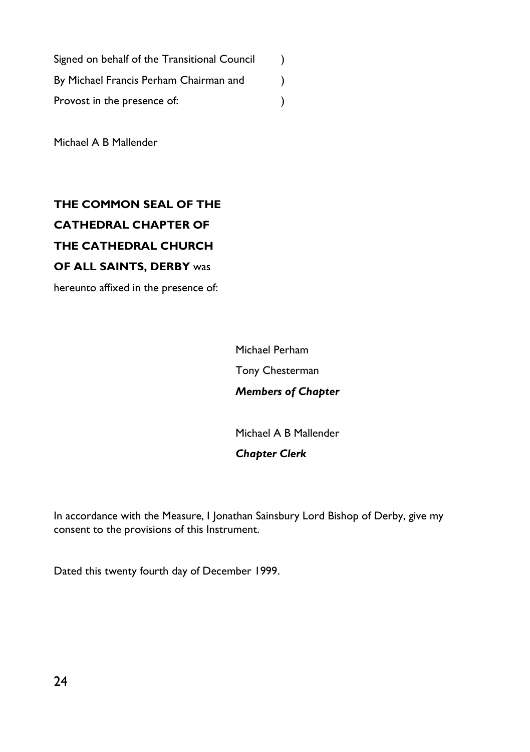Signed on behalf of the Transitional Council )
By Michael Francis Perham Chairman and )
Provost in the presence of: )

Michael A B Mallender

**THE COMMON SEAL OF THE CATHEDRAL CHAPTER OF THE CATHEDRAL CHURCH OF ALL SAINTS, DERBY** was hereunto affixed in the presence of:

Michael Perham
Tony Chesterman
***Members of Chapter***

Michael A B Mallender
***Chapter Clerk***

In accordance with the Measure, I Jonathan Sainsbury Lord Bishop of Derby, give my consent to the provisions of this Instrument.

Dated this twenty fourth day of December 1999.